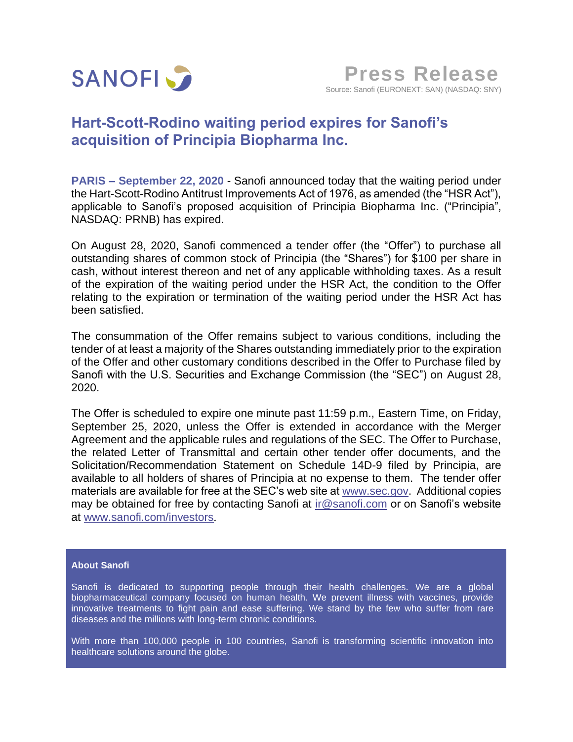SANOFI

**Press Release**

Source: Sanofi (EURONEXT: SAN) (NASDAQ: SNY)

# Hart-Scott-Rodino waiting period expires for Sanofi's acquisition of Principia Biopharma Inc.

**PARIS – September 22, 2020** - Sanofi announced today that the waiting period under the Hart-Scott-Rodino Antitrust Improvements Act of 1976, as amended (the "HSR Act"), applicable to Sanofi's proposed acquisition of Principia Biopharma Inc. ("Principia", NASDAQ: PRNB) has expired.

On August 28, 2020, Sanofi commenced a tender offer (the "Offer") to purchase all outstanding shares of common stock of Principia (the "Shares") for $100 per share in cash, without interest thereon and net of any applicable withholding taxes. As a result of the expiration of the waiting period under the HSR Act, the condition to the Offer relating to the expiration or termination of the waiting period under the HSR Act has been satisfied.

The consummation of the Offer remains subject to various conditions, including the tender of at least a majority of the Shares outstanding immediately prior to the expiration of the Offer and other customary conditions described in the Offer to Purchase filed by Sanofi with the U.S. Securities and Exchange Commission (the "SEC") on August 28, 2020.

The Offer is scheduled to expire one minute past 11:59 p.m., Eastern Time, on Friday, September 25, 2020, unless the Offer is extended in accordance with the Merger Agreement and the applicable rules and regulations of the SEC. The Offer to Purchase, the related Letter of Transmittal and certain other tender offer documents, and the Solicitation/Recommendation Statement on Schedule 14D-9 filed by Principia, are available to all holders of shares of Principia at no expense to them. The tender offer materials are available for free at the SEC's web site at www.sec.gov. Additional copies may be obtained for free by contacting Sanofi at ir@sanofi.com or on Sanofi's website at www.sanofi.com/investors.

**About Sanofi**

Sanofi is dedicated to supporting people through their health challenges. We are a global biopharmaceutical company focused on human health. We prevent illness with vaccines, provide innovative treatments to fight pain and ease suffering. We stand by the few who suffer from rare diseases and the millions with long-term chronic conditions.

With more than 100,000 people in 100 countries, Sanofi is transforming scientific innovation into healthcare solutions around the globe.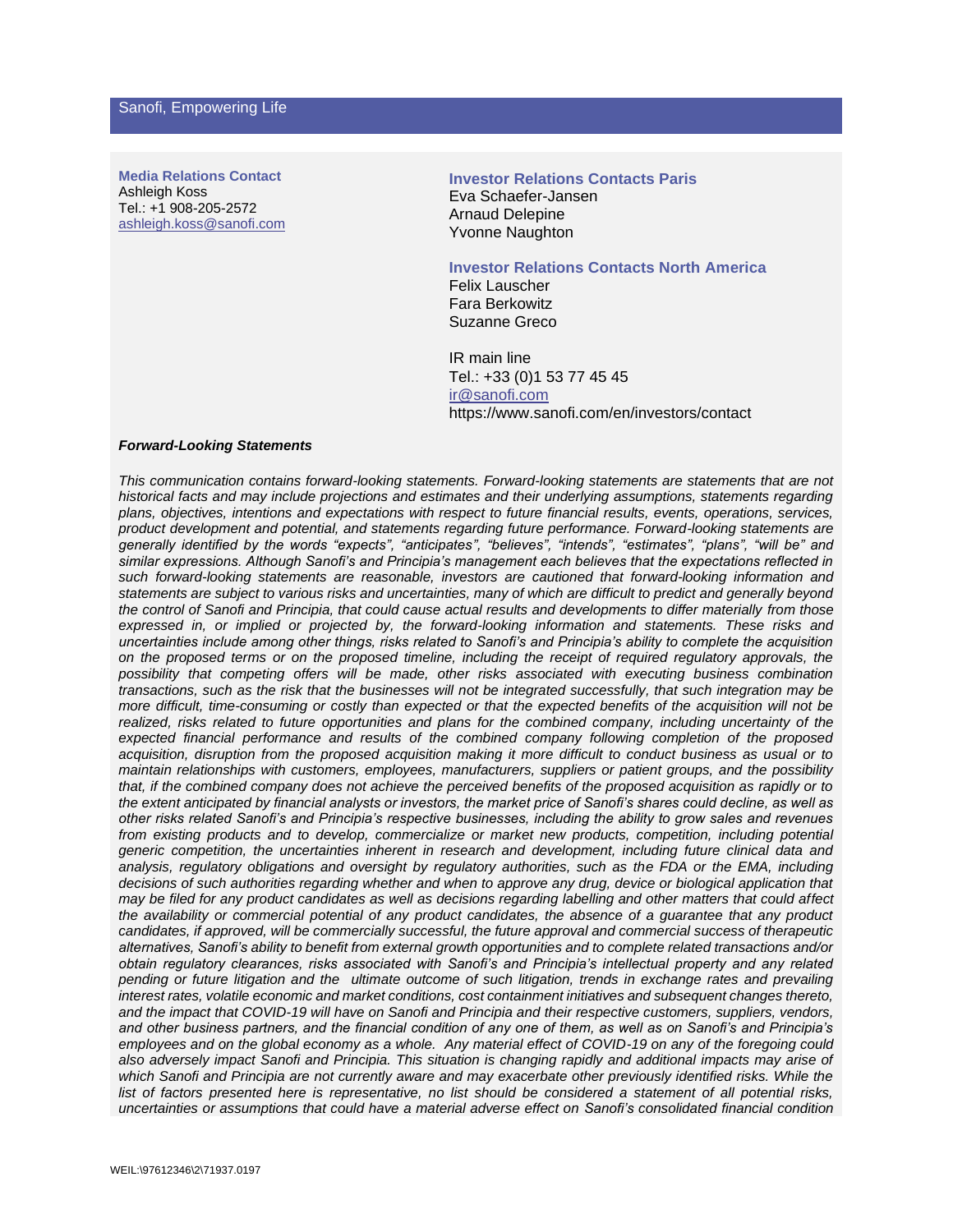## Sanofi, Empowering Life

**Media Relations Contact**
Ashleigh Koss
Tel.: +1 908-205-2572
ashleigh.koss@sanofi.com

**Investor Relations Contacts Paris**
Eva Schaefer-Jansen
Arnaud Delepine
Yvonne Naughton

**Investor Relations Contacts North America**
Felix Lauscher
Fara Berkowitz
Suzanne Greco

IR main line
Tel.: +33 (0)1 53 77 45 45
ir@sanofi.com
https://www.sanofi.com/en/investors/contact

***Forward-Looking Statements***

*This communication contains forward-looking statements. Forward-looking statements are statements that are not historical facts and may include projections and estimates and their underlying assumptions, statements regarding plans, objectives, intentions and expectations with respect to future financial results, events, operations, services, product development and potential, and statements regarding future performance. Forward-looking statements are generally identified by the words "expects", "anticipates", "believes", "intends", "estimates", "plans", "will be" and similar expressions. Although Sanofi's and Principia's management each believes that the expectations reflected in such forward-looking statements are reasonable, investors are cautioned that forward-looking information and statements are subject to various risks and uncertainties, many of which are difficult to predict and generally beyond the control of Sanofi and Principia, that could cause actual results and developments to differ materially from those expressed in, or implied or projected by, the forward-looking information and statements. These risks and uncertainties include among other things, risks related to Sanofi's and Principia's ability to complete the acquisition on the proposed terms or on the proposed timeline, including the receipt of required regulatory approvals, the possibility that competing offers will be made, other risks associated with executing business combination transactions, such as the risk that the businesses will not be integrated successfully, that such integration may be more difficult, time-consuming or costly than expected or that the expected benefits of the acquisition will not be realized, risks related to future opportunities and plans for the combined company, including uncertainty of the expected financial performance and results of the combined company following completion of the proposed acquisition, disruption from the proposed acquisition making it more difficult to conduct business as usual or to maintain relationships with customers, employees, manufacturers, suppliers or patient groups, and the possibility that, if the combined company does not achieve the perceived benefits of the proposed acquisition as rapidly or to the extent anticipated by financial analysts or investors, the market price of Sanofi's shares could decline, as well as other risks related Sanofi's and Principia's respective businesses, including the ability to grow sales and revenues from existing products and to develop, commercialize or market new products, competition, including potential generic competition, the uncertainties inherent in research and development, including future clinical data and analysis, regulatory obligations and oversight by regulatory authorities, such as the FDA or the EMA, including decisions of such authorities regarding whether and when to approve any drug, device or biological application that may be filed for any product candidates as well as decisions regarding labelling and other matters that could affect the availability or commercial potential of any product candidates, the absence of a guarantee that any product candidates, if approved, will be commercially successful, the future approval and commercial success of therapeutic alternatives, Sanofi's ability to benefit from external growth opportunities and to complete related transactions and/or obtain regulatory clearances, risks associated with Sanofi's and Principia's intellectual property and any related pending or future litigation and the ultimate outcome of such litigation, trends in exchange rates and prevailing interest rates, volatile economic and market conditions, cost containment initiatives and subsequent changes thereto, and the impact that COVID-19 will have on Sanofi and Principia and their respective customers, suppliers, vendors, and other business partners, and the financial condition of any one of them, as well as on Sanofi's and Principia's employees and on the global economy as a whole. Any material effect of COVID-19 on any of the foregoing could also adversely impact Sanofi and Principia. This situation is changing rapidly and additional impacts may arise of which Sanofi and Principia are not currently aware and may exacerbate other previously identified risks. While the list of factors presented here is representative, no list should be considered a statement of all potential risks, uncertainties or assumptions that could have a material adverse effect on Sanofi's consolidated financial condition*

WEIL:\97612346\2\71937.0197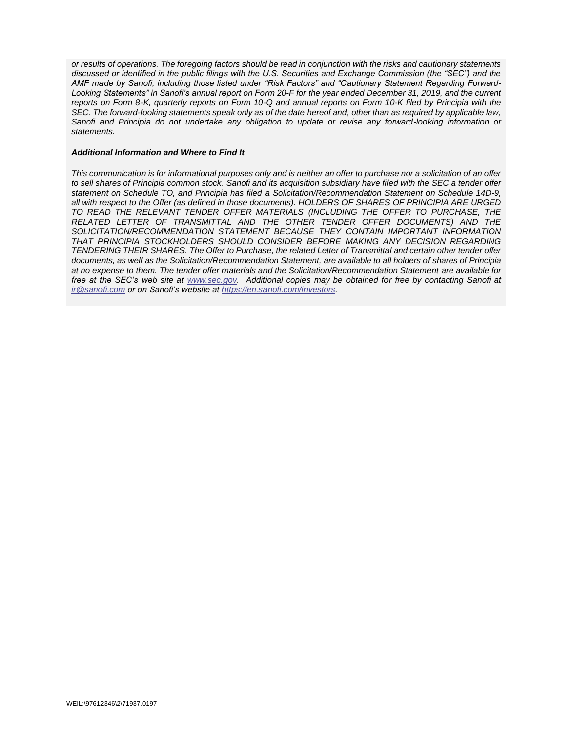*or results of operations. The foregoing factors should be read in conjunction with the risks and cautionary statements discussed or identified in the public filings with the U.S. Securities and Exchange Commission (the "SEC") and the AMF made by Sanofi, including those listed under "Risk Factors" and "Cautionary Statement Regarding Forward-Looking Statements" in Sanofi's annual report on Form 20-F for the year ended December 31, 2019, and the current reports on Form 8-K, quarterly reports on Form 10-Q and annual reports on Form 10-K filed by Principia with the SEC. The forward-looking statements speak only as of the date hereof and, other than as required by applicable law, Sanofi and Principia do not undertake any obligation to update or revise any forward-looking information or statements.*

***Additional Information and Where to Find It***

*This communication is for informational purposes only and is neither an offer to purchase nor a solicitation of an offer to sell shares of Principia common stock. Sanofi and its acquisition subsidiary have filed with the SEC a tender offer statement on Schedule TO, and Principia has filed a Solicitation/Recommendation Statement on Schedule 14D-9, all with respect to the Offer (as defined in those documents). HOLDERS OF SHARES OF PRINCIPIA ARE URGED TO READ THE RELEVANT TENDER OFFER MATERIALS (INCLUDING THE OFFER TO PURCHASE, THE RELATED LETTER OF TRANSMITTAL AND THE OTHER TENDER OFFER DOCUMENTS) AND THE SOLICITATION/RECOMMENDATION STATEMENT BECAUSE THEY CONTAIN IMPORTANT INFORMATION THAT PRINCIPIA STOCKHOLDERS SHOULD CONSIDER BEFORE MAKING ANY DECISION REGARDING TENDERING THEIR SHARES. The Offer to Purchase, the related Letter of Transmittal and certain other tender offer documents, as well as the Solicitation/Recommendation Statement, are available to all holders of shares of Principia at no expense to them. The tender offer materials and the Solicitation/Recommendation Statement are available for free at the SEC's web site at [www.sec.gov](http://www.sec.gov). Additional copies may be obtained for free by contacting Sanofi at [ir@sanofi.com](mailto:ir@sanofi.com) or on Sanofi's website at [https://en.sanofi.com/investors](https://en.sanofi.com/investors).*

WEIL:\97612346\2\71937.0197